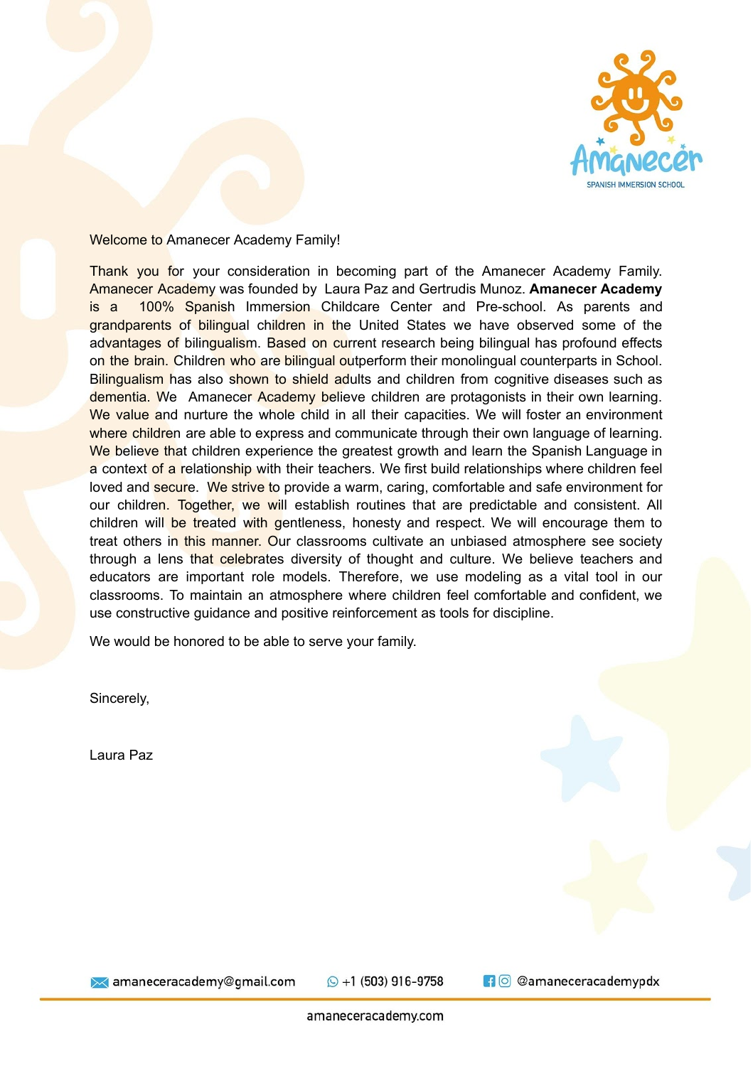Amanecer
SPANISH IMMERSION SCHOOL

Welcome to Amanecer Academy Family!

Thank you for your consideration in becoming part of the Amanecer Academy Family. Amanecer Academy was founded by Laura Paz and Gertrudis Munoz. **Amanecer Academy** is a 100% Spanish Immersion Childcare Center and Pre-school. As parents and grandparents of bilingual children in the United States we have observed some of the advantages of bilingualism. Based on current research being bilingual has profound effects on the brain. Children who are bilingual outperform their monolingual counterparts in School. Bilingualism has also shown to shield adults and children from cognitive diseases such as dementia. We Amanecer Academy believe children are protagonists in their own learning. We value and nurture the whole child in all their capacities. We will foster an environment where children are able to express and communicate through their own language of learning. We believe that children experience the greatest growth and learn the Spanish Language in a context of a relationship with their teachers. We first build relationships where children feel loved and secure. We strive to provide a warm, caring, comfortable and safe environment for our children. Together, we will establish routines that are predictable and consistent. All children will be treated with gentleness, honesty and respect. We will encourage them to treat others in this manner. Our classrooms cultivate an unbiased atmosphere see society through a lens that celebrates diversity of thought and culture. We believe teachers and educators are important role models. Therefore, we use modeling as a vital tool in our classrooms. To maintain an atmosphere where children feel comfortable and confident, we use constructive guidance and positive reinforcement as tools for discipline.

We would be honored to be able to serve your family.

Sincerely,

Laura Paz

amaneceracademy@gmail.com +1 (503) 916-9758 @amaneceracademypdx

amaneceracademy.com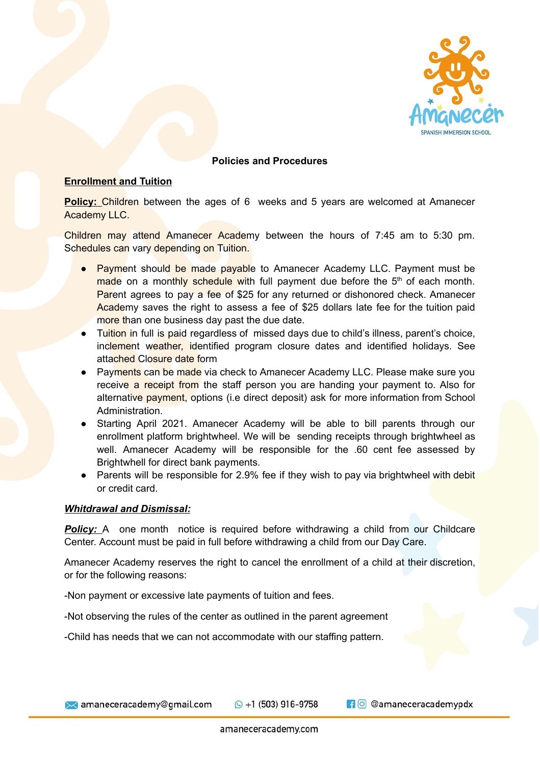## Policies and Procedures

### Enrollment and Tuition

**Policy:** Children between the ages of 6 weeks and 5 years are welcomed at Amanecer Academy LLC.

Children may attend Amanecer Academy between the hours of 7:45 am to 5:30 pm. Schedules can vary depending on Tuition.

- Payment should be made payable to Amanecer Academy LLC. Payment must be made on a monthly schedule with full payment due before the 5th of each month. Parent agrees to pay a fee of $25 for any returned or dishonored check. Amanecer Academy saves the right to assess a fee of $25 dollars late fee for the tuition paid more than one business day past the due date.
- Tuition in full is paid regardless of missed days due to child's illness, parent's choice, inclement weather, identified program closure dates and identified holidays. See attached Closure date form
- Payments can be made via check to Amanecer Academy LLC. Please make sure you receive a receipt from the staff person you are handing your payment to. Also for alternative payment, options (i.e direct deposit) ask for more information from School Administration.
- Starting April 2021. Amanecer Academy will be able to bill parents through our enrollment platform brightwheel. We will be sending receipts through brightwheel as well. Amanecer Academy will be responsible for the .60 cent fee assessed by Brightwhell for direct bank payments.
- Parents will be responsible for 2.9% fee if they wish to pay via brightwheel with debit or credit card.

### ***Whitdrawal and Dismissal:***

***Policy:*** A one month notice is required before withdrawing a child from our Childcare Center. Account must be paid in full before withdrawing a child from our Day Care.

Amanecer Academy reserves the right to cancel the enrollment of a child at their discretion, or for the following reasons:

-Non payment or excessive late payments of tuition and fees.

-Not observing the rules of the center as outlined in the parent agreement

-Child has needs that we can not accommodate with our staffing pattern.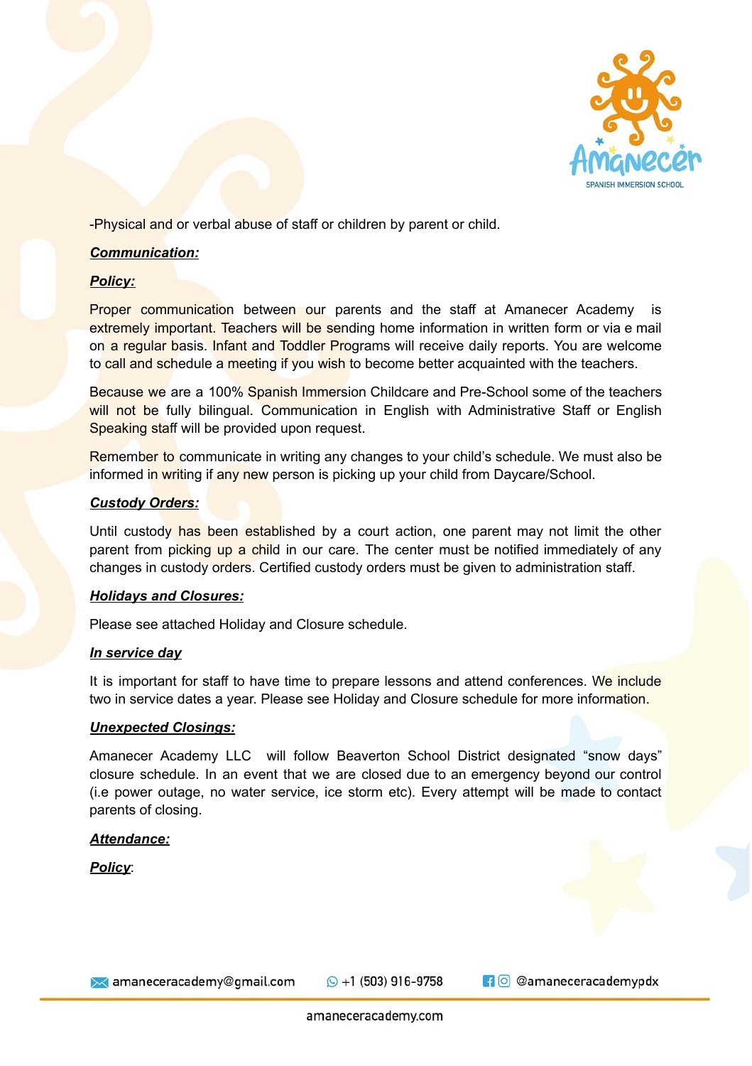-Physical and or verbal abuse of staff or children by parent or child.

***Communication:***

***Policy:***

Proper communication between our parents and the staff at Amanecer Academy is extremely important. Teachers will be sending home information in written form or via e mail on a regular basis. Infant and Toddler Programs will receive daily reports. You are welcome to call and schedule a meeting if you wish to become better acquainted with the teachers.

Because we are a 100% Spanish Immersion Childcare and Pre-School some of the teachers will not be fully bilingual. Communication in English with Administrative Staff or English Speaking staff will be provided upon request.

Remember to communicate in writing any changes to your child's schedule. We must also be informed in writing if any new person is picking up your child from Daycare/School.

***Custody Orders:***

Until custody has been established by a court action, one parent may not limit the other parent from picking up a child in our care. The center must be notified immediately of any changes in custody orders. Certified custody orders must be given to administration staff.

***Holidays and Closures:***

Please see attached Holiday and Closure schedule.

***In service day***

It is important for staff to have time to prepare lessons and attend conferences. We include two in service dates a year. Please see Holiday and Closure schedule for more information.

***Unexpected Closings:***

Amanecer Academy LLC will follow Beaverton School District designated "snow days" closure schedule. In an event that we are closed due to an emergency beyond our control (i.e power outage, no water service, ice storm etc). Every attempt will be made to contact parents of closing.

***Attendance:***

***Policy***: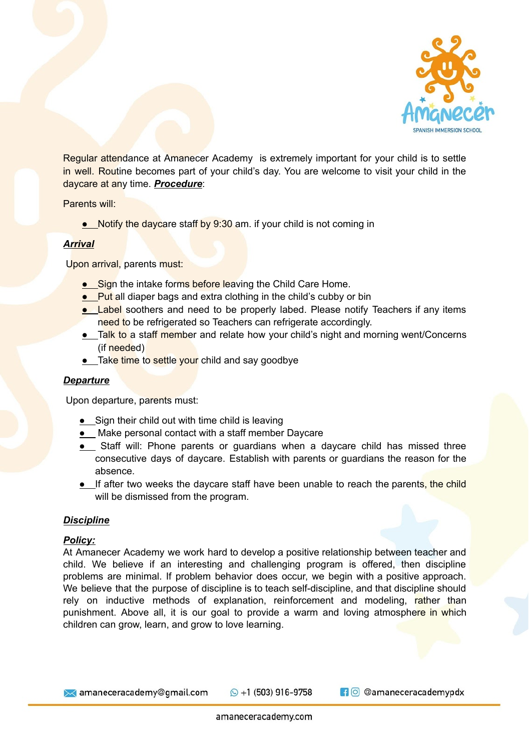Regular attendance at Amanecer Academy is extremely important for your child is to settle in well. Routine becomes part of your child's day. You are welcome to visit your child in the daycare at any time. ***Procedure***:

Parents will:

- Notify the daycare staff by 9:30 am. if your child is not coming in

***Arrival***

Upon arrival, parents must:

- Sign the intake forms before leaving the Child Care Home.
- Put all diaper bags and extra clothing in the child's cubby or bin
- Label soothers and need to be properly labed. Please notify Teachers if any items need to be refrigerated so Teachers can refrigerate accordingly.
- Talk to a staff member and relate how your child's night and morning went/Concerns (if needed)
- Take time to settle your child and say goodbye

***Departure***

Upon departure, parents must:

- Sign their child out with time child is leaving
- Make personal contact with a staff member Daycare
- Staff will: Phone parents or guardians when a daycare child has missed three consecutive days of daycare. Establish with parents or guardians the reason for the absence.
- If after two weeks the daycare staff have been unable to reach the parents, the child will be dismissed from the program.

***Discipline***

***Policy:***
At Amanecer Academy we work hard to develop a positive relationship between teacher and child. We believe if an interesting and challenging program is offered, then discipline problems are minimal. If problem behavior does occur, we begin with a positive approach. We believe that the purpose of discipline is to teach self-discipline, and that discipline should rely on inductive methods of explanation, reinforcement and modeling, rather than punishment. Above all, it is our goal to provide a warm and loving atmosphere in which children can grow, learn, and grow to love learning.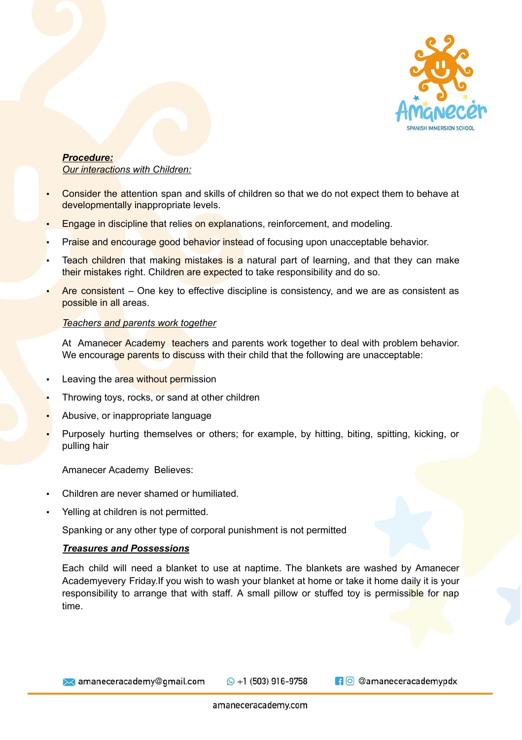***Procedure:***

*Our interactions with Children:*

- Consider the attention span and skills of children so that we do not expect them to behave at developmentally inappropriate levels.
- Engage in discipline that relies on explanations, reinforcement, and modeling.
- Praise and encourage good behavior instead of focusing upon unacceptable behavior.
- Teach children that making mistakes is a natural part of learning, and that they can make their mistakes right. Children are expected to take responsibility and do so.
- Are consistent – One key to effective discipline is consistency, and we are as consistent as possible in all areas.

*Teachers and parents work together*

At Amanecer Academy teachers and parents work together to deal with problem behavior. We encourage parents to discuss with their child that the following are unacceptable:

- Leaving the area without permission
- Throwing toys, rocks, or sand at other children
- Abusive, or inappropriate language
- Purposely hurting themselves or others; for example, by hitting, biting, spitting, kicking, or pulling hair

Amanecer Academy Believes:

- Children are never shamed or humiliated.
- Yelling at children is not permitted.

Spanking or any other type of corporal punishment is not permitted

***Treasures and Possessions***

Each child will need a blanket to use at naptime. The blankets are washed by Amanecer Academyevery Friday.If you wish to wash your blanket at home or take it home daily it is your responsibility to arrange that with staff. A small pillow or stuffed toy is permissible for nap time.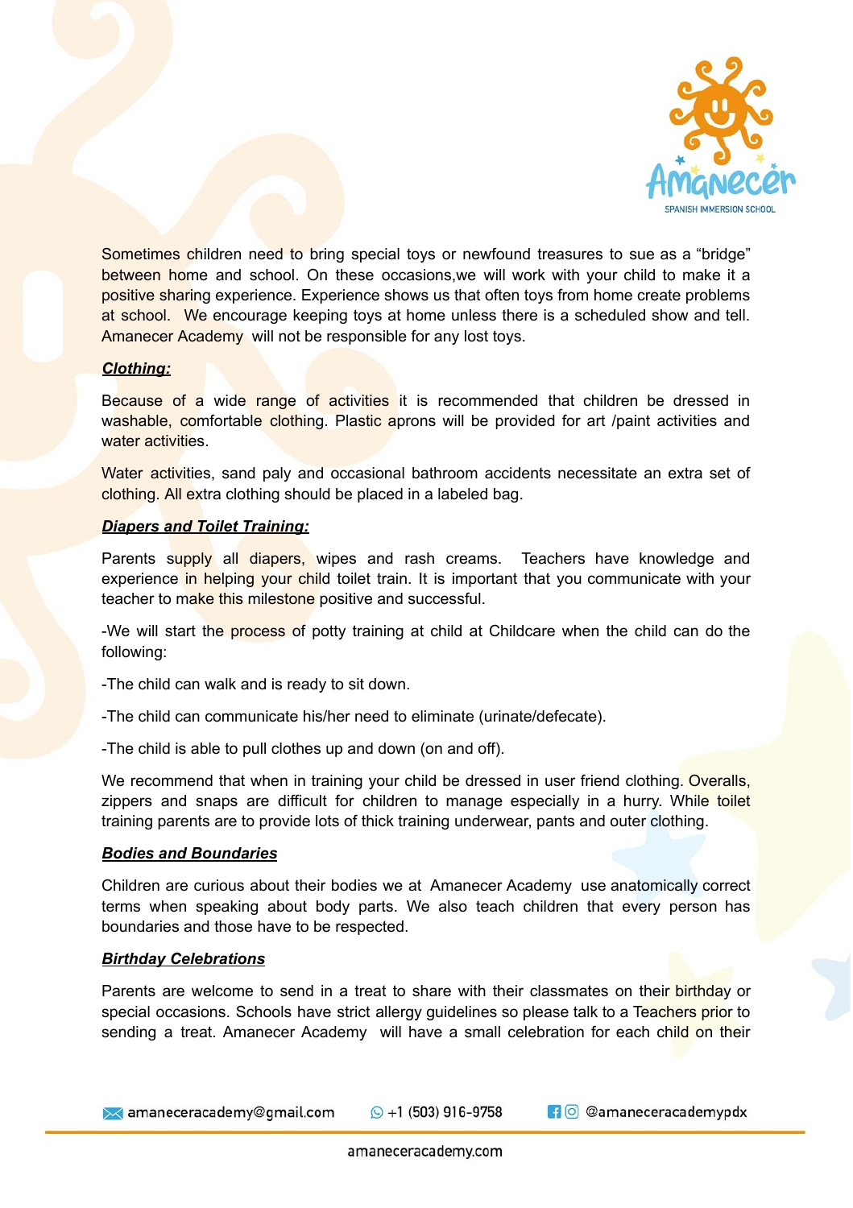Sometimes children need to bring special toys or newfound treasures to sue as a "bridge" between home and school. On these occasions,we will work with your child to make it a positive sharing experience. Experience shows us that often toys from home create problems at school. We encourage keeping toys at home unless there is a scheduled show and tell. Amanecer Academy will not be responsible for any lost toys.

***Clothing:***

Because of a wide range of activities it is recommended that children be dressed in washable, comfortable clothing. Plastic aprons will be provided for art /paint activities and water activities.

Water activities, sand paly and occasional bathroom accidents necessitate an extra set of clothing. All extra clothing should be placed in a labeled bag.

***Diapers and Toilet Training:***

Parents supply all diapers, wipes and rash creams. Teachers have knowledge and experience in helping your child toilet train. It is important that you communicate with your teacher to make this milestone positive and successful.

-We will start the process of potty training at child at Childcare when the child can do the following:

-The child can walk and is ready to sit down.

-The child can communicate his/her need to eliminate (urinate/defecate).

-The child is able to pull clothes up and down (on and off).

We recommend that when in training your child be dressed in user friend clothing. Overalls, zippers and snaps are difficult for children to manage especially in a hurry. While toilet training parents are to provide lots of thick training underwear, pants and outer clothing.

***Bodies and Boundaries***

Children are curious about their bodies we at Amanecer Academy use anatomically correct terms when speaking about body parts. We also teach children that every person has boundaries and those have to be respected.

***Birthday Celebrations***

Parents are welcome to send in a treat to share with their classmates on their birthday or special occasions. Schools have strict allergy guidelines so please talk to a Teachers prior to sending a treat. Amanecer Academy will have a small celebration for each child on their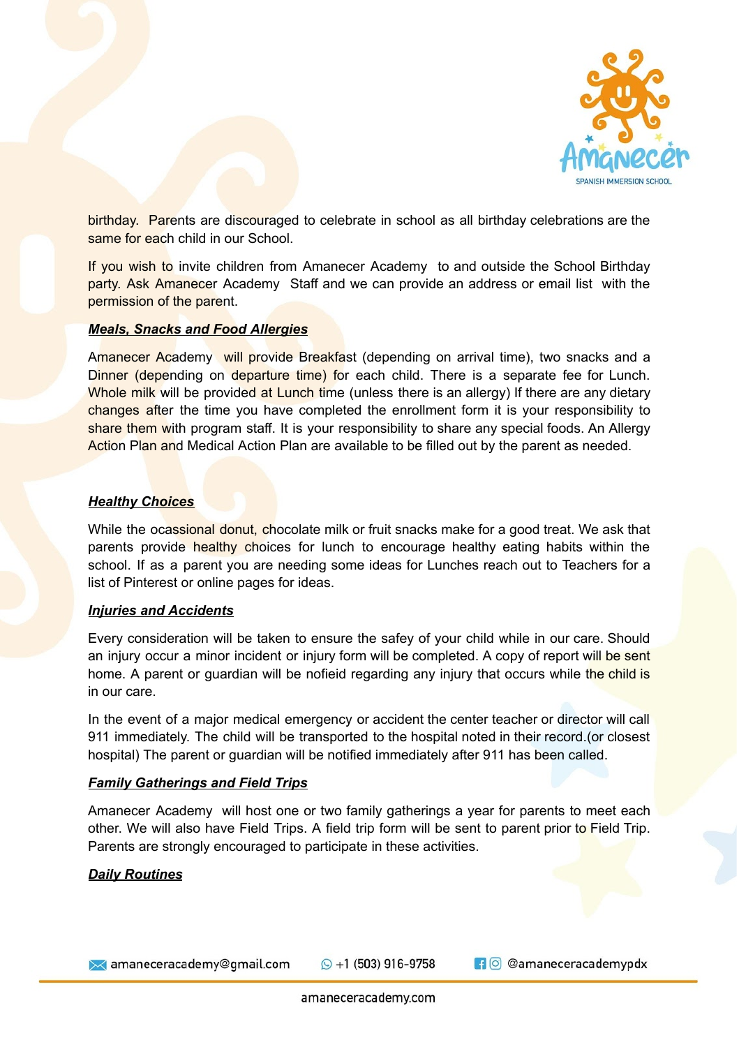birthday. Parents are discouraged to celebrate in school as all birthday celebrations are the same for each child in our School.

If you wish to invite children from Amanecer Academy to and outside the School Birthday party. Ask Amanecer Academy Staff and we can provide an address or email list with the permission of the parent.

***Meals, Snacks and Food Allergies***

Amanecer Academy will provide Breakfast (depending on arrival time), two snacks and a Dinner (depending on departure time) for each child. There is a separate fee for Lunch. Whole milk will be provided at Lunch time (unless there is an allergy) If there are any dietary changes after the time you have completed the enrollment form it is your responsibility to share them with program staff. It is your responsibility to share any special foods. An Allergy Action Plan and Medical Action Plan are available to be filled out by the parent as needed.

***Healthy Choices***

While the ocassional donut, chocolate milk or fruit snacks make for a good treat. We ask that parents provide healthy choices for lunch to encourage healthy eating habits within the school. If as a parent you are needing some ideas for Lunches reach out to Teachers for a list of Pinterest or online pages for ideas.

***Injuries and Accidents***

Every consideration will be taken to ensure the safey of your child while in our care. Should an injury occur a minor incident or injury form will be completed. A copy of report will be sent home. A parent or guardian will be nofieid regarding any injury that occurs while the child is in our care.

In the event of a major medical emergency or accident the center teacher or director will call 911 immediately. The child will be transported to the hospital noted in their record.(or closest hospital) The parent or guardian will be notified immediately after 911 has been called.

***Family Gatherings and Field Trips***

Amanecer Academy will host one or two family gatherings a year for parents to meet each other. We will also have Field Trips. A field trip form will be sent to parent prior to Field Trip. Parents are strongly encouraged to participate in these activities.

***Daily Routines***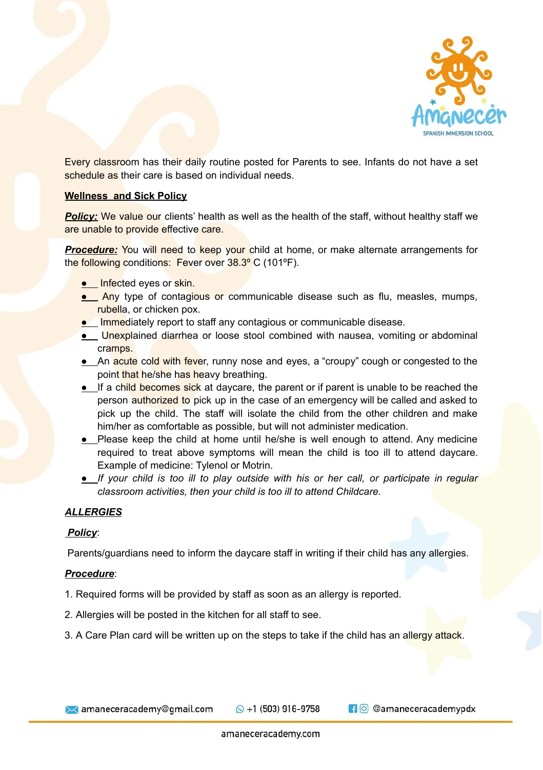Every classroom has their daily routine posted for Parents to see. Infants do not have a set schedule as their care is based on individual needs.

## Wellness and Sick Policy

***Policy:*** We value our clients' health as well as the health of the staff, without healthy staff we are unable to provide effective care.

***Procedure:*** You will need to keep your child at home, or make alternate arrangements for the following conditions: Fever over 38.3º C (101ºF).

- Infected eyes or skin.
- Any type of contagious or communicable disease such as flu, measles, mumps, rubella, or chicken pox.
- Immediately report to staff any contagious or communicable disease.
- Unexplained diarrhea or loose stool combined with nausea, vomiting or abdominal cramps.
- An acute cold with fever, runny nose and eyes, a "croupy" cough or congested to the point that he/she has heavy breathing.
- If a child becomes sick at daycare, the parent or if parent is unable to be reached the person authorized to pick up in the case of an emergency will be called and asked to pick up the child. The staff will isolate the child from the other children and make him/her as comfortable as possible, but will not administer medication.
- Please keep the child at home until he/she is well enough to attend. Any medicine required to treat above symptoms will mean the child is too ill to attend daycare. Example of medicine: Tylenol or Motrin.
- *If your child is too ill to play outside with his or her call, or participate in regular classroom activities, then your child is too ill to attend Childcare.*

## *ALLERGIES*

***Policy***:

Parents/guardians need to inform the daycare staff in writing if their child has any allergies.

***Procedure***:

1. Required forms will be provided by staff as soon as an allergy is reported.
2. Allergies will be posted in the kitchen for all staff to see.
3. A Care Plan card will be written up on the steps to take if the child has an allergy attack.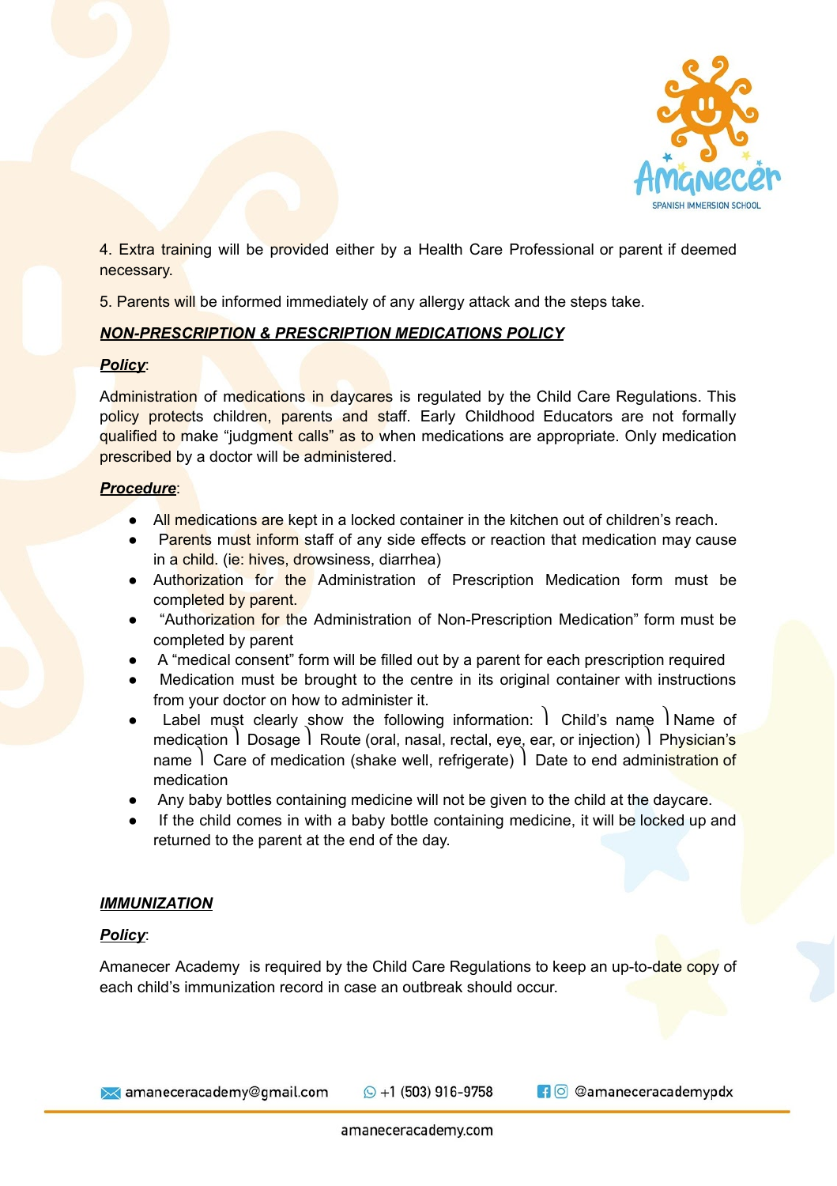4. Extra training will be provided either by a Health Care Professional or parent if deemed necessary.

5. Parents will be informed immediately of any allergy attack and the steps take.

***NON-PRESCRIPTION & PRESCRIPTION MEDICATIONS POLICY***

***Policy***:

Administration of medications in daycares is regulated by the Child Care Regulations. This policy protects children, parents and staff. Early Childhood Educators are not formally qualified to make "judgment calls" as to when medications are appropriate. Only medication prescribed by a doctor will be administered.

***Procedure***:

- All medications are kept in a locked container in the kitchen out of children's reach.
- Parents must inform staff of any side effects or reaction that medication may cause in a child. (ie: hives, drowsiness, diarrhea)
- Authorization for the Administration of Prescription Medication form must be completed by parent.
- "Authorization for the Administration of Non-Prescription Medication" form must be completed by parent
- A "medical consent" form will be filled out by a parent for each prescription required
- Medication must be brought to the centre in its original container with instructions from your doctor on how to administer it.
- Label must clearly show the following information: ⎱ Child's name ⎱Name of medication ⎱ Dosage ⎱ Route (oral, nasal, rectal, eye, ear, or injection) ⎱ Physician's name ⎱ Care of medication (shake well, refrigerate) ⎱ Date to end administration of medication
- Any baby bottles containing medicine will not be given to the child at the daycare.
- If the child comes in with a baby bottle containing medicine, it will be locked up and returned to the parent at the end of the day.

***IMMUNIZATION***

***Policy***:

Amanecer Academy is required by the Child Care Regulations to keep an up-to-date copy of each child's immunization record in case an outbreak should occur.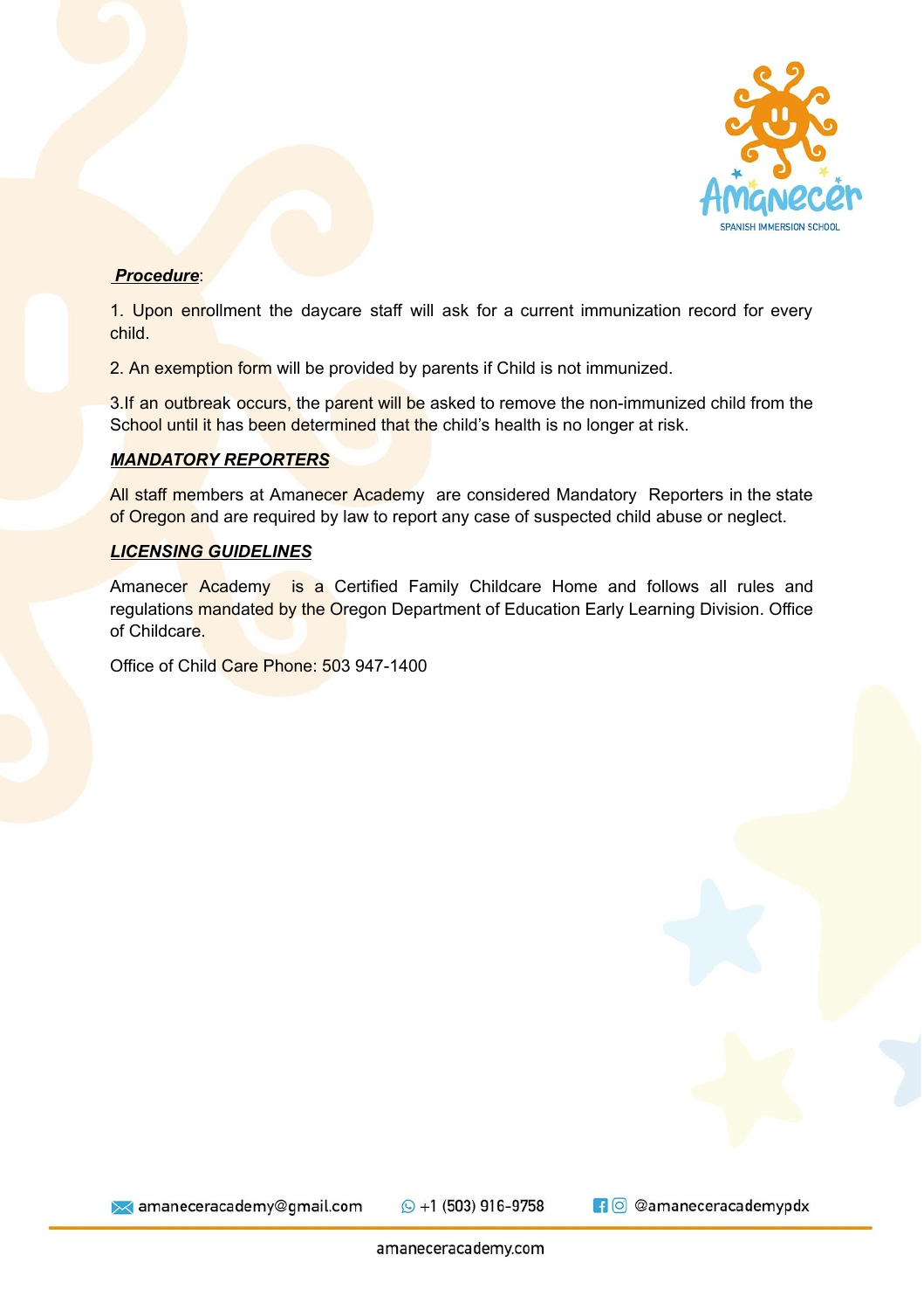***Procedure***:

1. Upon enrollment the daycare staff will ask for a current immunization record for every child.

2. An exemption form will be provided by parents if Child is not immunized.

3.If an outbreak occurs, the parent will be asked to remove the non-immunized child from the School until it has been determined that the child's health is no longer at risk.

***MANDATORY REPORTERS***

All staff members at Amanecer Academy are considered Mandatory Reporters in the state of Oregon and are required by law to report any case of suspected child abuse or neglect.

***LICENSING GUIDELINES***

Amanecer Academy is a Certified Family Childcare Home and follows all rules and regulations mandated by the Oregon Department of Education Early Learning Division. Office of Childcare.

Office of Child Care Phone: 503 947-1400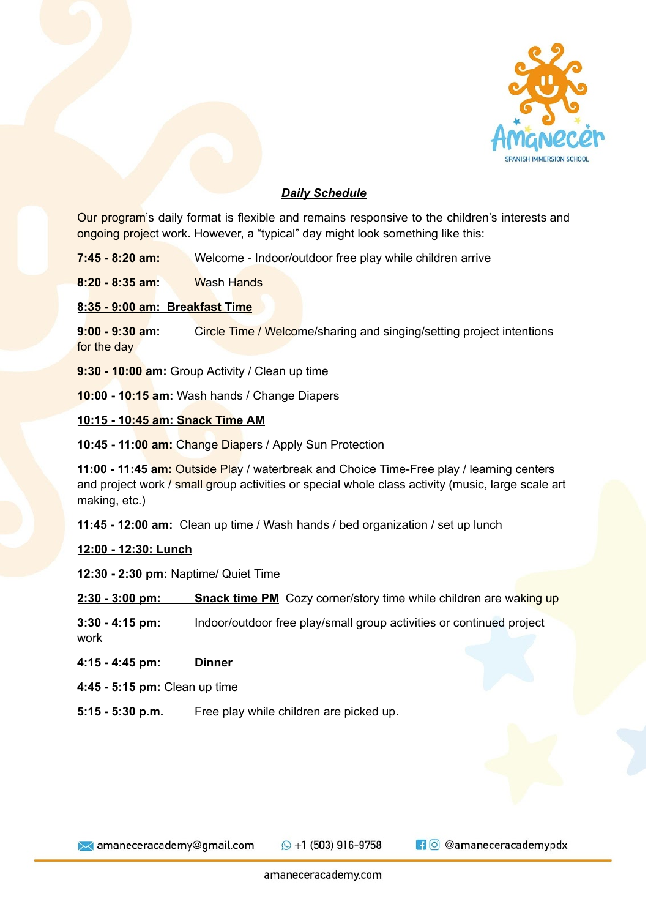***Daily Schedule***

Our program's daily format is flexible and remains responsive to the children's interests and ongoing project work. However, a "typical" day might look something like this:

**7:45 - 8:20 am:** Welcome - Indoor/outdoor free play while children arrive

**8:20 - 8:35 am:** Wash Hands

**8:35 - 9:00 am: Breakfast Time**

**9:00 - 9:30 am:** Circle Time / Welcome/sharing and singing/setting project intentions for the day

**9:30 - 10:00 am:** Group Activity / Clean up time

**10:00 - 10:15 am:** Wash hands / Change Diapers

**10:15 - 10:45 am: Snack Time AM**

**10:45 - 11:00 am:** Change Diapers / Apply Sun Protection

**11:00 - 11:45 am:** Outside Play / waterbreak and Choice Time-Free play / learning centers and project work / small group activities or special whole class activity (music, large scale art making, etc.)

**11:45 - 12:00 am:** Clean up time / Wash hands / bed organization / set up lunch

**12:00 - 12:30: Lunch**

**12:30 - 2:30 pm:** Naptime/ Quiet Time

**2:30 - 3:00 pm: Snack time PM** Cozy corner/story time while children are waking up

**3:30 - 4:15 pm:** Indoor/outdoor free play/small group activities or continued project work

**4:15 - 4:45 pm: Dinner**

**4:45 - 5:15 pm:** Clean up time

**5:15 - 5:30 p.m.** Free play while children are picked up.

amaneceracademy@gmail.com +1 (503) 916-9758 @amaneceracademypdx

amaneceracademy.com